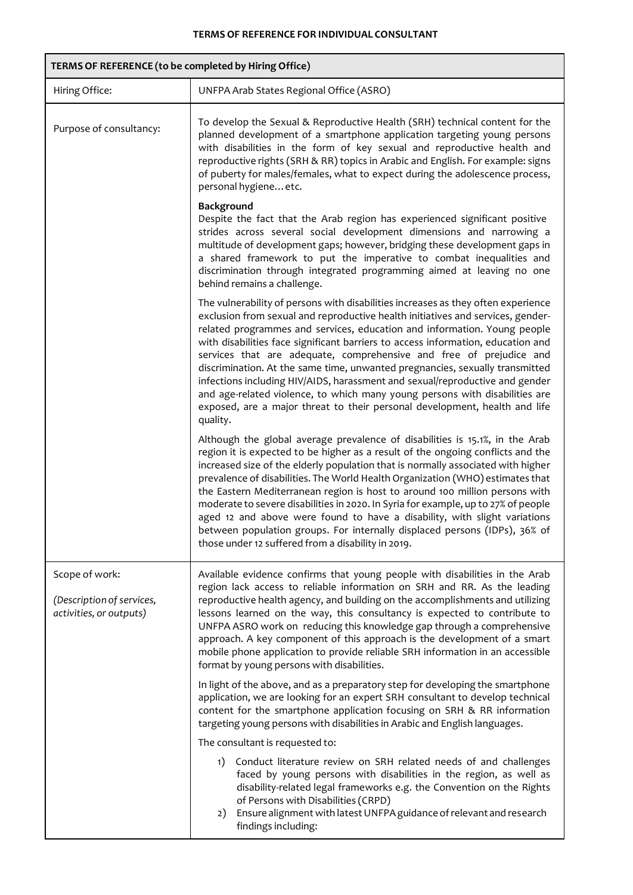**TERMS OF REFERENCE FOR INDIVIDUAL CONSULTANT**

| **TERMS OF REFERENCE (to be completed by Hiring Office)** | |
|---|---|
| Hiring Office: | UNFPA Arab States Regional Office (ASRO) |
| Purpose of consultancy: | To develop the Sexual & Reproductive Health (SRH) technical content for the planned development of a smartphone application targeting young persons with disabilities in the form of key sexual and reproductive health and reproductive rights (SRH & RR) topics in Arabic and English. For example: signs of puberty for males/females, what to expect during the adolescence process, personal hygiene… etc.<br><br>**Background**<br>Despite the fact that the Arab region has experienced significant positive strides across several social development dimensions and narrowing a multitude of development gaps; however, bridging these development gaps in a shared framework to put the imperative to combat inequalities and discrimination through integrated programming aimed at leaving no one behind remains a challenge.<br><br>The vulnerability of persons with disabilities increases as they often experience exclusion from sexual and reproductive health initiatives and services, gender-related programmes and services, education and information. Young people with disabilities face significant barriers to access information, education and services that are adequate, comprehensive and free of prejudice and discrimination. At the same time, unwanted pregnancies, sexually transmitted infections including HIV/AIDS, harassment and sexual/reproductive and gender and age-related violence, to which many young persons with disabilities are exposed, are a major threat to their personal development, health and life quality.<br><br>Although the global average prevalence of disabilities is 15.1%, in the Arab region it is expected to be higher as a result of the ongoing conflicts and the increased size of the elderly population that is normally associated with higher prevalence of disabilities. The World Health Organization (WHO) estimates that the Eastern Mediterranean region is host to around 100 million persons with moderate to severe disabilities in 2020. In Syria for example, up to 27% of people aged 12 and above were found to have a disability, with slight variations between population groups. For internally displaced persons (IDPs), 36% of those under 12 suffered from a disability in 2019. |
| Scope of work:<br><br>*(Description of services, activities, or outputs)* | Available evidence confirms that young people with disabilities in the Arab region lack access to reliable information on SRH and RR. As the leading reproductive health agency, and building on the accomplishments and utilizing lessons learned on the way, this consultancy is expected to contribute to UNFPA ASRO work on reducing this knowledge gap through a comprehensive approach. A key component of this approach is the development of a smart mobile phone application to provide reliable SRH information in an accessible format by young persons with disabilities.<br><br>In light of the above, and as a preparatory step for developing the smartphone application, we are looking for an expert SRH consultant to develop technical content for the smartphone application focusing on SRH & RR information targeting young persons with disabilities in Arabic and English languages.<br><br>The consultant is requested to:<br><br>1) Conduct literature review on SRH related needs of and challenges faced by young persons with disabilities in the region, as well as disability-related legal frameworks e.g. the Convention on the Rights of Persons with Disabilities (CRPD)<br>2) Ensure alignment with latest UNFPA guidance of relevant and research findings including: |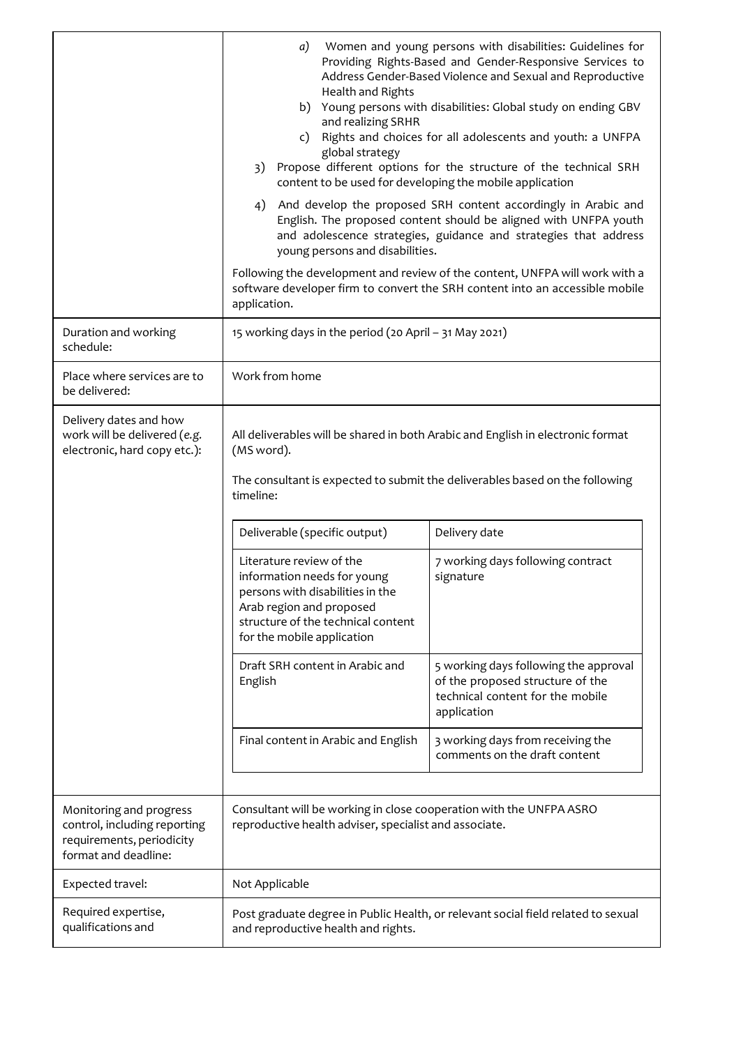| | |
|---|---|
| | a) Women and young persons with disabilities: Guidelines for Providing Rights-Based and Gender-Responsive Services to Address Gender-Based Violence and Sexual and Reproductive Health and Rights<br>b) Young persons with disabilities: Global study on ending GBV and realizing SRHR<br>c) Rights and choices for all adolescents and youth: a UNFPA global strategy<br>3) Propose different options for the structure of the technical SRH content to be used for developing the mobile application<br>4) And develop the proposed SRH content accordingly in Arabic and English. The proposed content should be aligned with UNFPA youth and adolescence strategies, guidance and strategies that address young persons and disabilities.<br><br>Following the development and review of the content, UNFPA will work with a software developer firm to convert the SRH content into an accessible mobile application. |
| Duration and working schedule: | 15 working days in the period (20 April – 31 May 2021) |
| Place where services are to be delivered: | Work from home |
| Delivery dates and how work will be delivered (*e.g.* electronic, hard copy etc.): | All deliverables will be shared in both Arabic and English in electronic format (MS word).<br><br>The consultant is expected to submit the deliverables based on the following timeline:<br><br>**Deliverable (specific output)** — **Delivery date**<br>• Literature review of the information needs for young persons with disabilities in the Arab region and proposed structure of the technical content for the mobile application — 7 working days following contract signature<br>• Draft SRH content in Arabic and English — 5 working days following the approval of the proposed structure of the technical content for the mobile application<br>• Final content in Arabic and English — 3 working days from receiving the comments on the draft content |
| Monitoring and progress control, including reporting requirements, periodicity format and deadline: | Consultant will be working in close cooperation with the UNFPA ASRO reproductive health adviser, specialist and associate. |
| Expected travel: | Not Applicable |
| Required expertise, qualifications and | Post graduate degree in Public Health, or relevant social field related to sexual and reproductive health and rights. |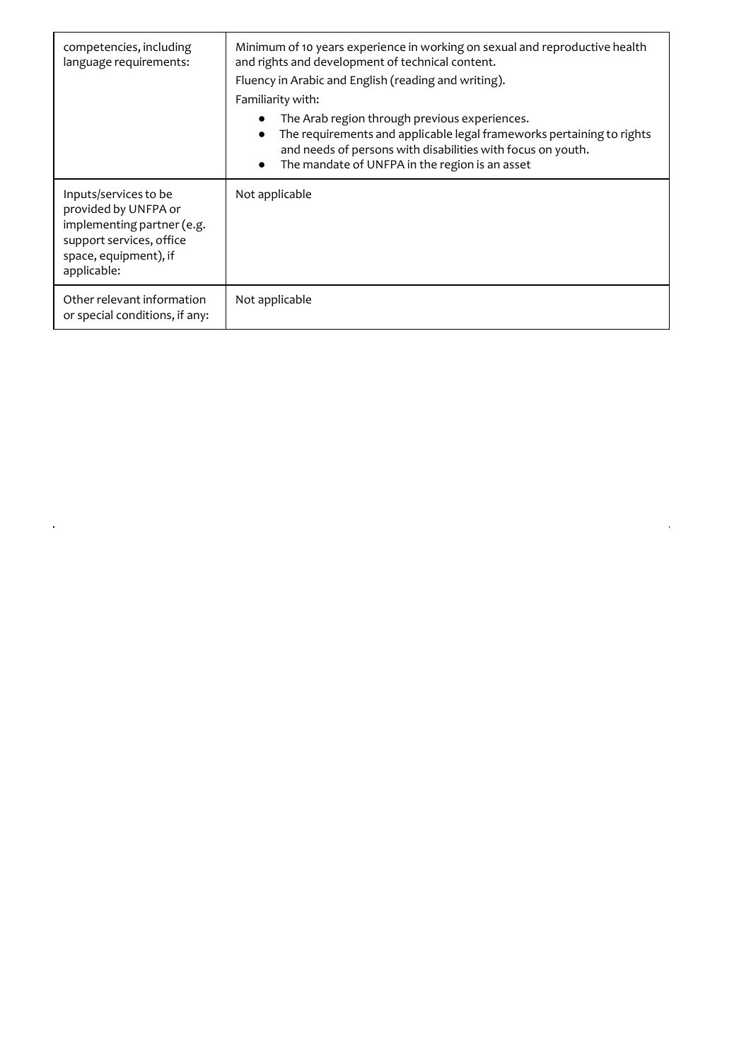| | |
|---|---|
| competencies, including language requirements: | Minimum of 10 years experience in working on sexual and reproductive health and rights and development of technical content.<br>Fluency in Arabic and English (reading and writing).<br>Familiarity with:<br>• The Arab region through previous experiences.<br>• The requirements and applicable legal frameworks pertaining to rights and needs of persons with disabilities with focus on youth.<br>• The mandate of UNFPA in the region is an asset |
| Inputs/services to be provided by UNFPA or implementing partner (e.g. support services, office space, equipment), if applicable: | Not applicable |
| Other relevant information or special conditions, if any: | Not applicable |